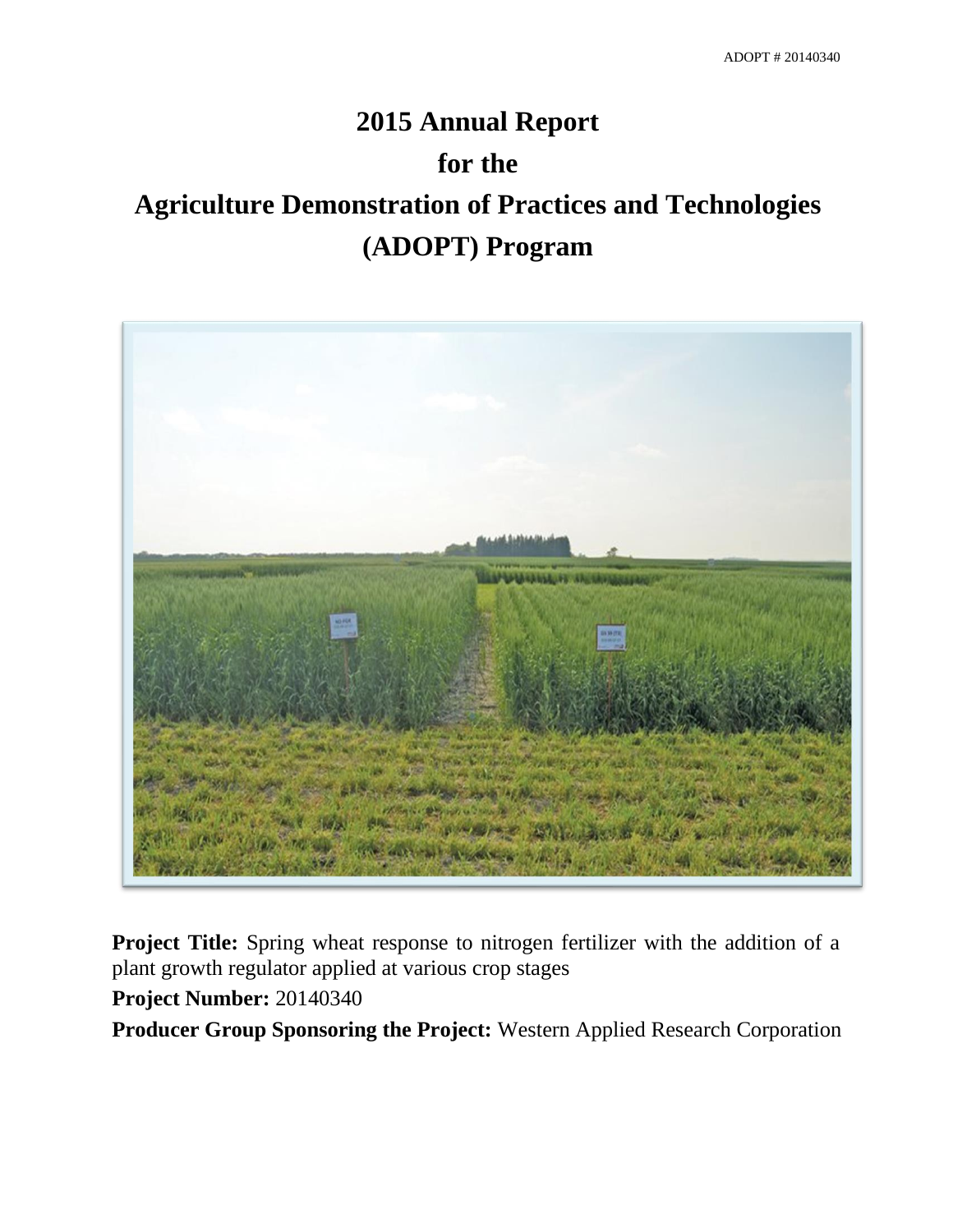# 2015 Annual Report
# for the
# Agriculture Demonstration of Practices and Technologies (ADOPT) Program

**Project Title:** Spring wheat response to nitrogen fertilizer with the addition of a plant growth regulator applied at various crop stages

**Project Number:** 20140340

**Producer Group Sponsoring the Project:** Western Applied Research Corporation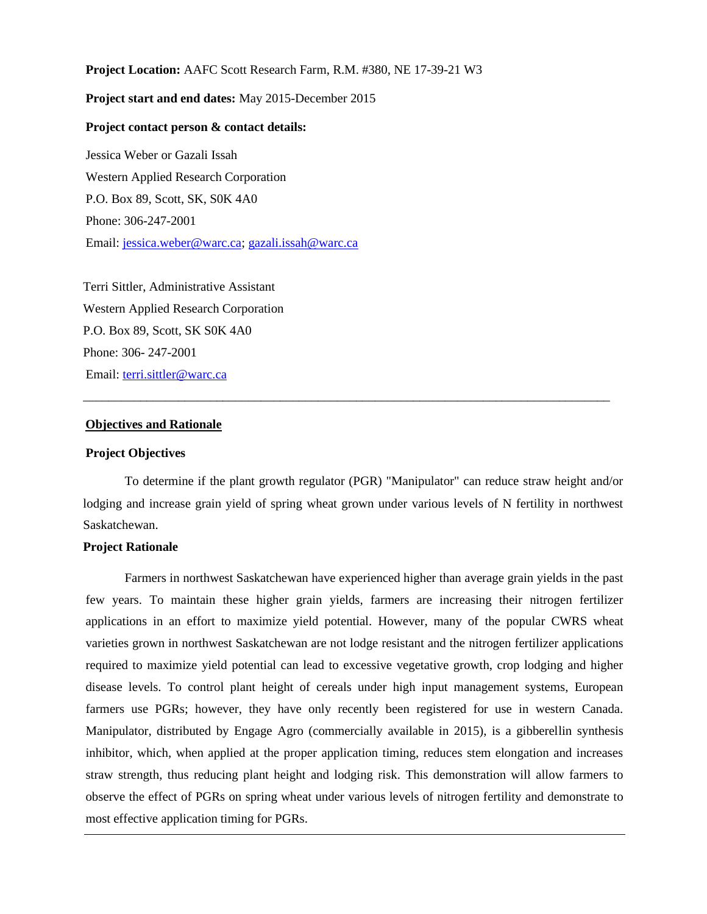**Project Location:** AAFC Scott Research Farm, R.M. #380, NE 17-39-21 W3

**Project start and end dates:** May 2015-December 2015

**Project contact person & contact details:**

Jessica Weber or Gazali Issah
Western Applied Research Corporation
P.O. Box 89, Scott, SK, S0K 4A0
Phone: 306-247-2001
Email: jessica.weber@warc.ca; gazali.issah@warc.ca

Terri Sittler, Administrative Assistant
Western Applied Research Corporation
P.O. Box 89, Scott, SK S0K 4A0
Phone: 306- 247-2001
Email: terri.sittler@warc.ca

---

## Objectives and Rationale

### Project Objectives

To determine if the plant growth regulator (PGR) "Manipulator" can reduce straw height and/or lodging and increase grain yield of spring wheat grown under various levels of N fertility in northwest Saskatchewan.

### Project Rationale

Farmers in northwest Saskatchewan have experienced higher than average grain yields in the past few years. To maintain these higher grain yields, farmers are increasing their nitrogen fertilizer applications in an effort to maximize yield potential. However, many of the popular CWRS wheat varieties grown in northwest Saskatchewan are not lodge resistant and the nitrogen fertilizer applications required to maximize yield potential can lead to excessive vegetative growth, crop lodging and higher disease levels. To control plant height of cereals under high input management systems, European farmers use PGRs; however, they have only recently been registered for use in western Canada. Manipulator, distributed by Engage Agro (commercially available in 2015), is a gibberellin synthesis inhibitor, which, when applied at the proper application timing, reduces stem elongation and increases straw strength, thus reducing plant height and lodging risk. This demonstration will allow farmers to observe the effect of PGRs on spring wheat under various levels of nitrogen fertility and demonstrate to most effective application timing for PGRs.

---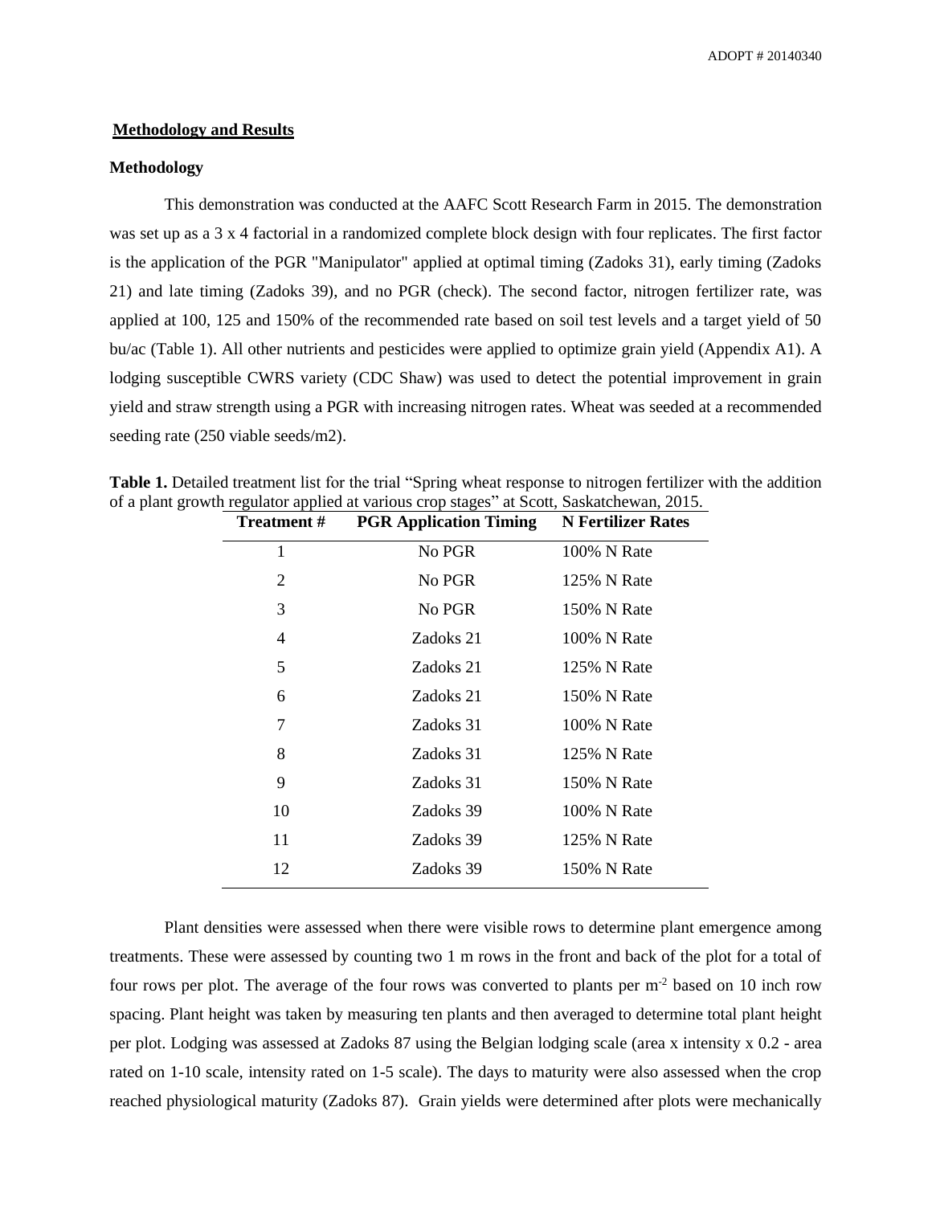## Methodology and Results

### Methodology

This demonstration was conducted at the AAFC Scott Research Farm in 2015. The demonstration was set up as a 3 x 4 factorial in a randomized complete block design with four replicates. The first factor is the application of the PGR "Manipulator" applied at optimal timing (Zadoks 31), early timing (Zadoks 21) and late timing (Zadoks 39), and no PGR (check). The second factor, nitrogen fertilizer rate, was applied at 100, 125 and 150% of the recommended rate based on soil test levels and a target yield of 50 bu/ac (Table 1). All other nutrients and pesticides were applied to optimize grain yield (Appendix A1). A lodging susceptible CWRS variety (CDC Shaw) was used to detect the potential improvement in grain yield and straw strength using a PGR with increasing nitrogen rates. Wheat was seeded at a recommended seeding rate (250 viable seeds/m2).

**Table 1.** Detailed treatment list for the trial "Spring wheat response to nitrogen fertilizer with the addition of a plant growth regulator applied at various crop stages" at Scott, Saskatchewan, 2015.

| Treatment # | PGR Application Timing | N Fertilizer Rates |
|---|---|---|
| 1 | No PGR | 100% N Rate |
| 2 | No PGR | 125% N Rate |
| 3 | No PGR | 150% N Rate |
| 4 | Zadoks 21 | 100% N Rate |
| 5 | Zadoks 21 | 125% N Rate |
| 6 | Zadoks 21 | 150% N Rate |
| 7 | Zadoks 31 | 100% N Rate |
| 8 | Zadoks 31 | 125% N Rate |
| 9 | Zadoks 31 | 150% N Rate |
| 10 | Zadoks 39 | 100% N Rate |
| 11 | Zadoks 39 | 125% N Rate |
| 12 | Zadoks 39 | 150% N Rate |

Plant densities were assessed when there were visible rows to determine plant emergence among treatments. These were assessed by counting two 1 m rows in the front and back of the plot for a total of four rows per plot. The average of the four rows was converted to plants per $m^{-2}$ based on 10 inch row spacing. Plant height was taken by measuring ten plants and then averaged to determine total plant height per plot. Lodging was assessed at Zadoks 87 using the Belgian lodging scale (area x intensity x 0.2 - area rated on 1-10 scale, intensity rated on 1-5 scale). The days to maturity were also assessed when the crop reached physiological maturity (Zadoks 87). Grain yields were determined after plots were mechanically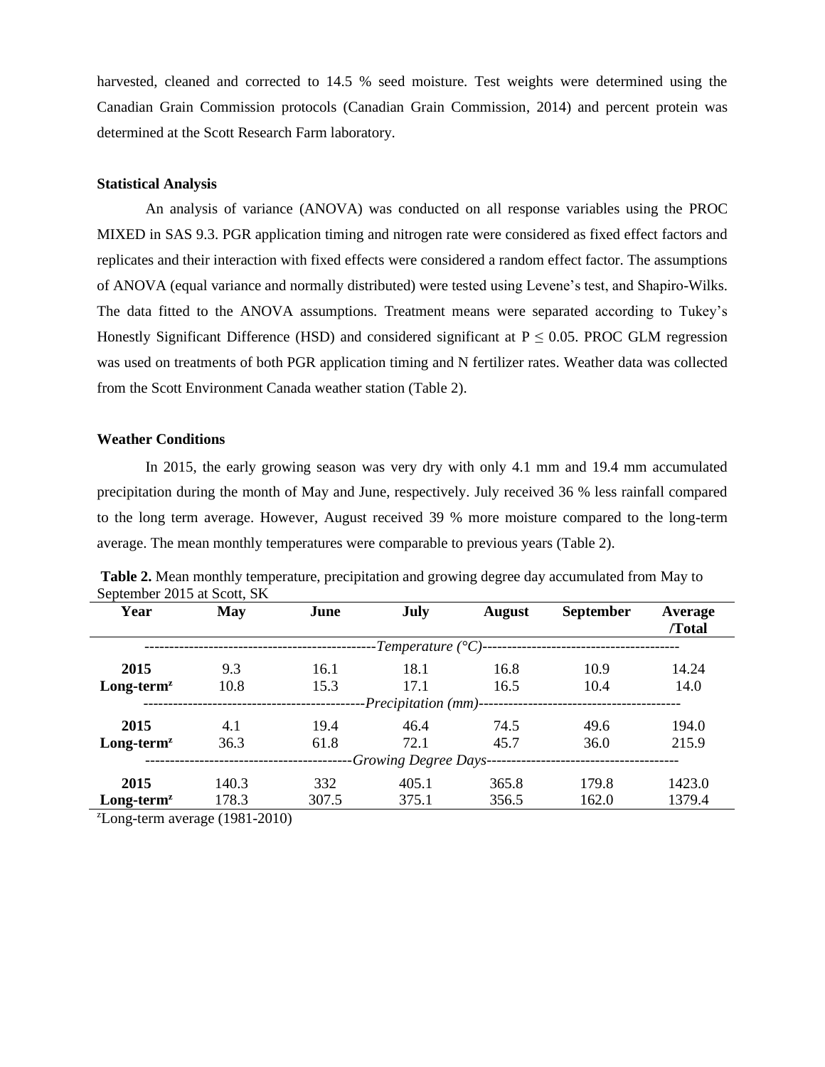harvested, cleaned and corrected to 14.5 % seed moisture. Test weights were determined using the Canadian Grain Commission protocols (Canadian Grain Commission, 2014) and percent protein was determined at the Scott Research Farm laboratory.

**Statistical Analysis**

An analysis of variance (ANOVA) was conducted on all response variables using the PROC MIXED in SAS 9.3. PGR application timing and nitrogen rate were considered as fixed effect factors and replicates and their interaction with fixed effects were considered a random effect factor. The assumptions of ANOVA (equal variance and normally distributed) were tested using Levene's test, and Shapiro-Wilks. The data fitted to the ANOVA assumptions. Treatment means were separated according to Tukey's Honestly Significant Difference (HSD) and considered significant at $P \leq 0.05$. PROC GLM regression was used on treatments of both PGR application timing and N fertilizer rates. Weather data was collected from the Scott Environment Canada weather station (Table 2).

**Weather Conditions**

In 2015, the early growing season was very dry with only 4.1 mm and 19.4 mm accumulated precipitation during the month of May and June, respectively. July received 36 % less rainfall compared to the long term average. However, August received 39 % more moisture compared to the long-term average. The mean monthly temperatures were comparable to previous years (Table 2).

**Table 2.** Mean monthly temperature, precipitation and growing degree day accumulated from May to September 2015 at Scott, SK

| Year | May | June | July | August | September | Average /Total |
|---|---|---|---|---|---|---|
| | | | *Temperature (°C)* | | | |
| **2015** | 9.3 | 16.1 | 18.1 | 16.8 | 10.9 | 14.24 |
| **Long-term[z]** | 10.8 | 15.3 | 17.1 | 16.5 | 10.4 | 14.0 |
| | | | *Precipitation (mm)* | | | |
| **2015** | 4.1 | 19.4 | 46.4 | 74.5 | 49.6 | 194.0 |
| **Long-term[z]** | 36.3 | 61.8 | 72.1 | 45.7 | 36.0 | 215.9 |
| | | | *Growing Degree Days* | | | |
| **2015** | 140.3 | 332 | 405.1 | 365.8 | 179.8 | 1423.0 |
| **Long-term[z]** | 178.3 | 307.5 | 375.1 | 356.5 | 162.0 | 1379.4 |

[z]Long-term average (1981-2010)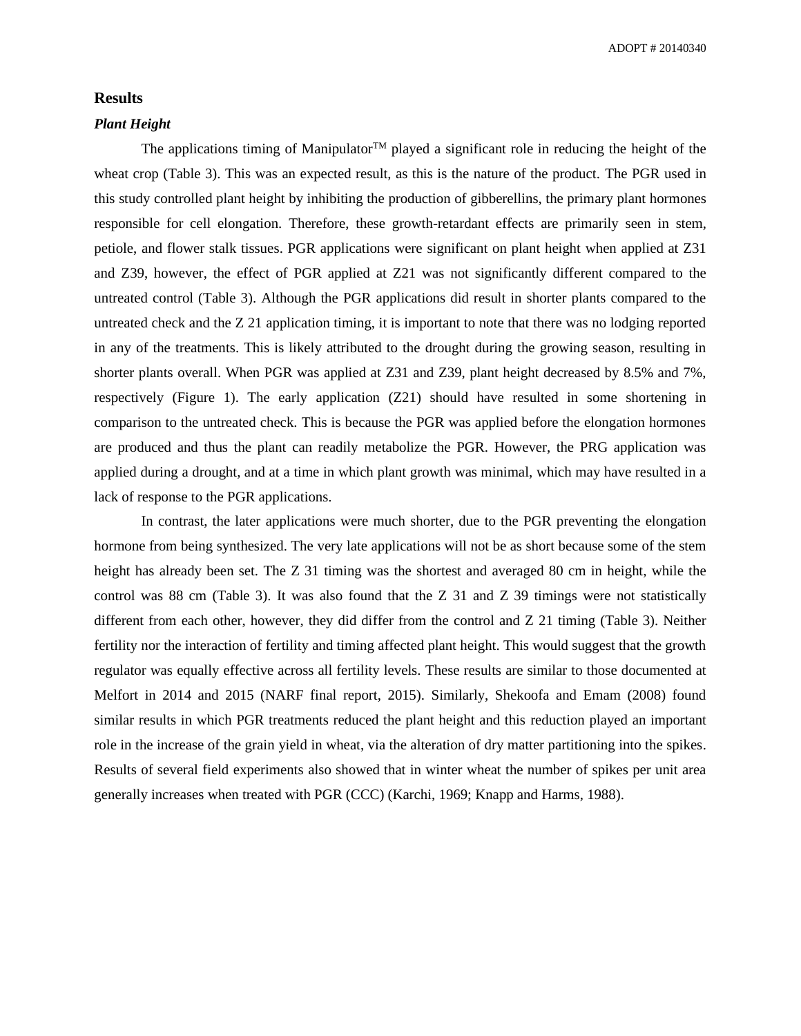## Results

### *Plant Height*

The applications timing of Manipulator$^{TM}$ played a significant role in reducing the height of the wheat crop (Table 3). This was an expected result, as this is the nature of the product. The PGR used in this study controlled plant height by inhibiting the production of gibberellins, the primary plant hormones responsible for cell elongation. Therefore, these growth-retardant effects are primarily seen in stem, petiole, and flower stalk tissues. PGR applications were significant on plant height when applied at Z31 and Z39, however, the effect of PGR applied at Z21 was not significantly different compared to the untreated control (Table 3). Although the PGR applications did result in shorter plants compared to the untreated check and the Z 21 application timing, it is important to note that there was no lodging reported in any of the treatments. This is likely attributed to the drought during the growing season, resulting in shorter plants overall. When PGR was applied at Z31 and Z39, plant height decreased by 8.5% and 7%, respectively (Figure 1). The early application (Z21) should have resulted in some shortening in comparison to the untreated check. This is because the PGR was applied before the elongation hormones are produced and thus the plant can readily metabolize the PGR. However, the PRG application was applied during a drought, and at a time in which plant growth was minimal, which may have resulted in a lack of response to the PGR applications.

In contrast, the later applications were much shorter, due to the PGR preventing the elongation hormone from being synthesized. The very late applications will not be as short because some of the stem height has already been set. The Z 31 timing was the shortest and averaged 80 cm in height, while the control was 88 cm (Table 3). It was also found that the Z 31 and Z 39 timings were not statistically different from each other, however, they did differ from the control and Z 21 timing (Table 3). Neither fertility nor the interaction of fertility and timing affected plant height. This would suggest that the growth regulator was equally effective across all fertility levels. These results are similar to those documented at Melfort in 2014 and 2015 (NARF final report, 2015). Similarly, Shekoofa and Emam (2008) found similar results in which PGR treatments reduced the plant height and this reduction played an important role in the increase of the grain yield in wheat, via the alteration of dry matter partitioning into the spikes. Results of several field experiments also showed that in winter wheat the number of spikes per unit area generally increases when treated with PGR (CCC) (Karchi, 1969; Knapp and Harms, 1988).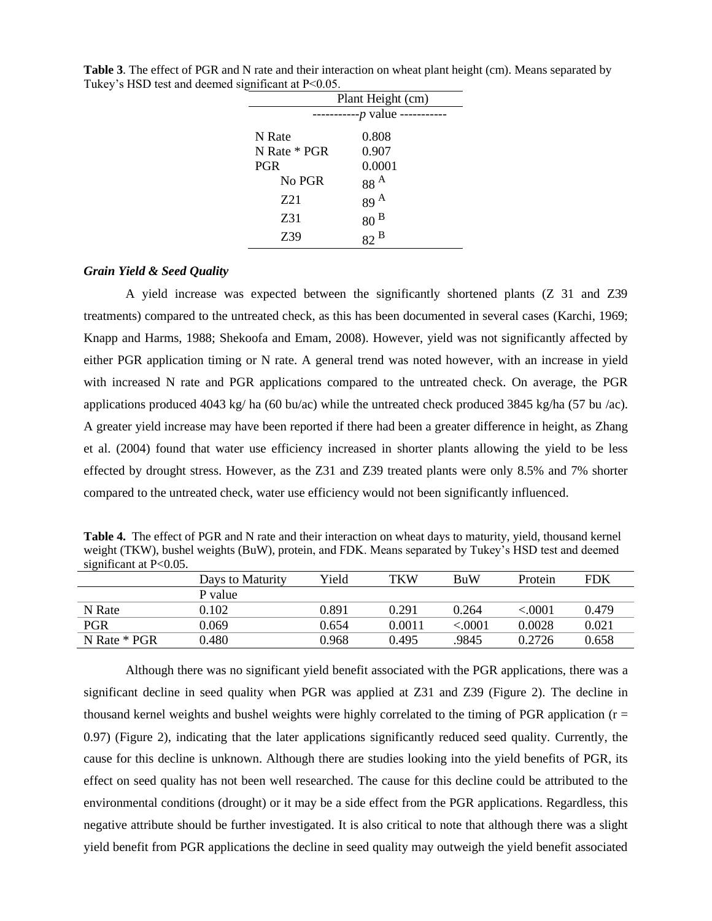**Table 3**. The effect of PGR and N rate and their interaction on wheat plant height (cm). Means separated by Tukey's HSD test and deemed significant at P<0.05.

| | Plant Height (cm) |
|---|---|
| | -----------*p* value ----------- |
| N Rate | 0.808 |
| N Rate * PGR | 0.907 |
| PGR | 0.0001 |
| No PGR | 88 [A] |
| Z21 | 89 [A] |
| Z31 | 80 [B] |
| Z39 | 82 [B] |

### *Grain Yield & Seed Quality*

A yield increase was expected between the significantly shortened plants (Z 31 and Z39 treatments) compared to the untreated check, as this has been documented in several cases (Karchi, 1969; Knapp and Harms, 1988; Shekoofa and Emam, 2008). However, yield was not significantly affected by either PGR application timing or N rate. A general trend was noted however, with an increase in yield with increased N rate and PGR applications compared to the untreated check. On average, the PGR applications produced 4043 kg/ ha (60 bu/ac) while the untreated check produced 3845 kg/ha (57 bu /ac). A greater yield increase may have been reported if there had been a greater difference in height, as Zhang et al. (2004) found that water use efficiency increased in shorter plants allowing the yield to be less effected by drought stress. However, as the Z31 and Z39 treated plants were only 8.5% and 7% shorter compared to the untreated check, water use efficiency would not been significantly influenced.

**Table 4.** The effect of PGR and N rate and their interaction on wheat days to maturity, yield, thousand kernel weight (TKW), bushel weights (BuW), protein, and FDK. Means separated by Tukey's HSD test and deemed significant at P<0.05.

| | Days to Maturity | Yield | TKW | BuW | Protein | FDK |
|---|---|---|---|---|---|---|
| | P value | | | | | |
| N Rate | 0.102 | 0.891 | 0.291 | 0.264 | <.0001 | 0.479 |
| PGR | 0.069 | 0.654 | 0.0011 | <.0001 | 0.0028 | 0.021 |
| N Rate * PGR | 0.480 | 0.968 | 0.495 | .9845 | 0.2726 | 0.658 |

Although there was no significant yield benefit associated with the PGR applications, there was a significant decline in seed quality when PGR was applied at Z31 and Z39 (Figure 2). The decline in thousand kernel weights and bushel weights were highly correlated to the timing of PGR application ($r = 0.97$) (Figure 2), indicating that the later applications significantly reduced seed quality. Currently, the cause for this decline is unknown. Although there are studies looking into the yield benefits of PGR, its effect on seed quality has not been well researched. The cause for this decline could be attributed to the environmental conditions (drought) or it may be a side effect from the PGR applications. Regardless, this negative attribute should be further investigated. It is also critical to note that although there was a slight yield benefit from PGR applications the decline in seed quality may outweigh the yield benefit associated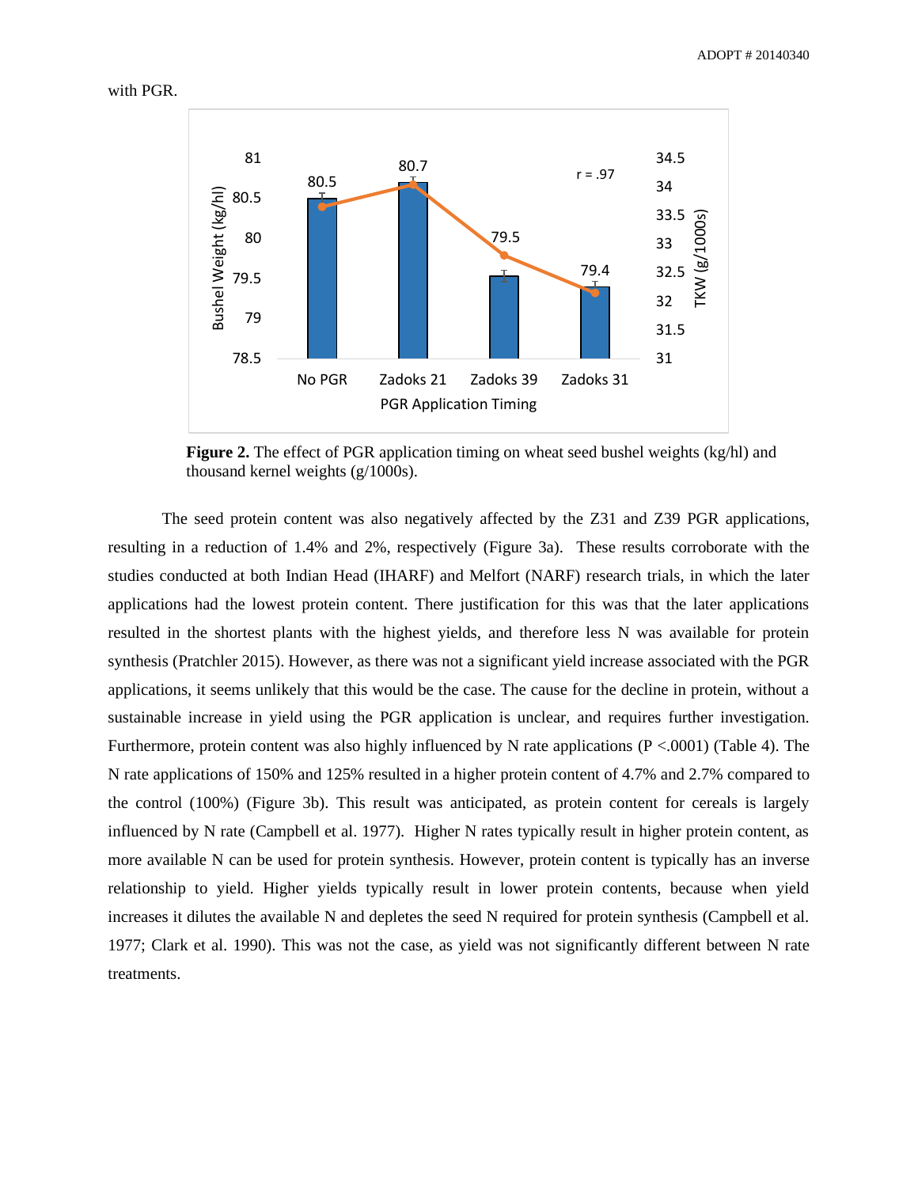with PGR.

**Figure 2.** The effect of PGR application timing on wheat seed bushel weights (kg/hl) and thousand kernel weights (g/1000s).

The seed protein content was also negatively affected by the Z31 and Z39 PGR applications, resulting in a reduction of 1.4% and 2%, respectively (Figure 3a). These results corroborate with the studies conducted at both Indian Head (IHARF) and Melfort (NARF) research trials, in which the later applications had the lowest protein content. There justification for this was that the later applications resulted in the shortest plants with the highest yields, and therefore less N was available for protein synthesis (Pratchler 2015). However, as there was not a significant yield increase associated with the PGR applications, it seems unlikely that this would be the case. The cause for the decline in protein, without a sustainable increase in yield using the PGR application is unclear, and requires further investigation. Furthermore, protein content was also highly influenced by N rate applications ($P < .0001$) (Table 4). The N rate applications of 150% and 125% resulted in a higher protein content of 4.7% and 2.7% compared to the control (100%) (Figure 3b). This result was anticipated, as protein content for cereals is largely influenced by N rate (Campbell et al. 1977). Higher N rates typically result in higher protein content, as more available N can be used for protein synthesis. However, protein content is typically has an inverse relationship to yield. Higher yields typically result in lower protein contents, because when yield increases it dilutes the available N and depletes the seed N required for protein synthesis (Campbell et al. 1977; Clark et al. 1990). This was not the case, as yield was not significantly different between N rate treatments.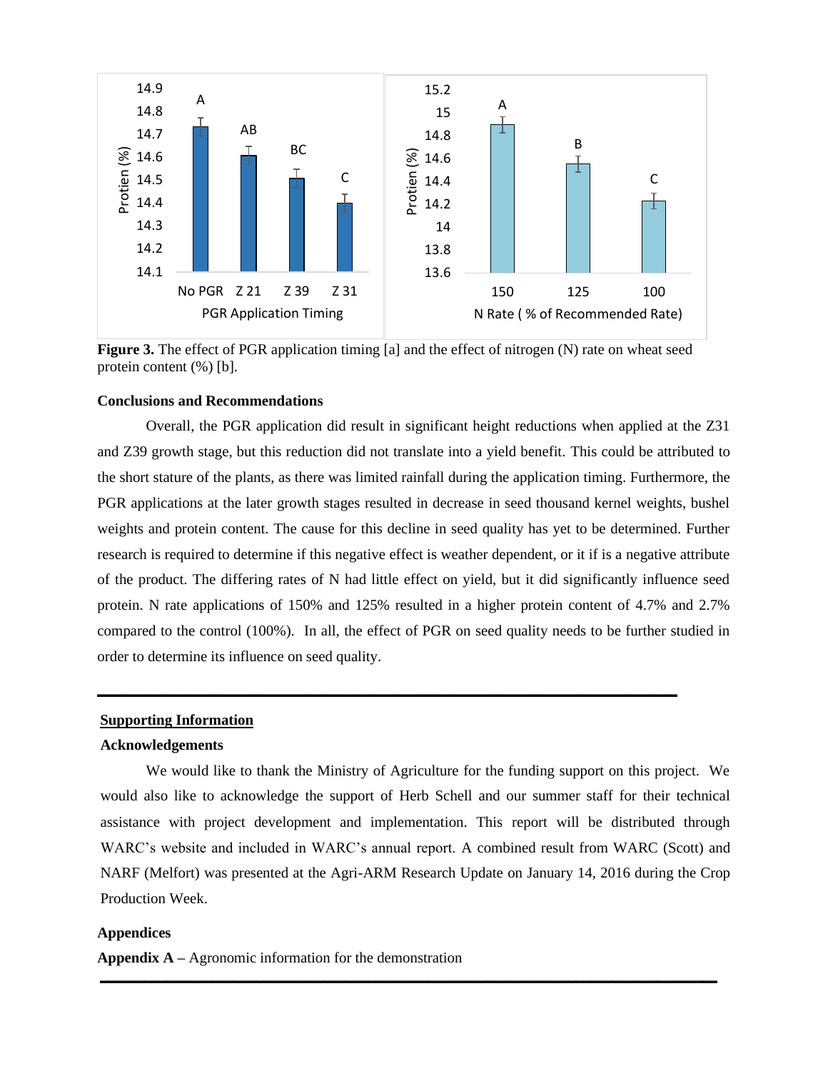**Figure 3.** The effect of PGR application timing [a] and the effect of nitrogen (N) rate on wheat seed protein content (%) [b].

**Conclusions and Recommendations**

Overall, the PGR application did result in significant height reductions when applied at the Z31 and Z39 growth stage, but this reduction did not translate into a yield benefit. This could be attributed to the short stature of the plants, as there was limited rainfall during the application timing. Furthermore, the PGR applications at the later growth stages resulted in decrease in seed thousand kernel weights, bushel weights and protein content. The cause for this decline in seed quality has yet to be determined. Further research is required to determine if this negative effect is weather dependent, or it if is a negative attribute of the product. The differing rates of N had little effect on yield, but it did significantly influence seed protein. N rate applications of 150% and 125% resulted in a higher protein content of 4.7% and 2.7% compared to the control (100%). In all, the effect of PGR on seed quality needs to be further studied in order to determine its influence on seed quality.

---

## Supporting Information

**Acknowledgements**

We would like to thank the Ministry of Agriculture for the funding support on this project. We would also like to acknowledge the support of Herb Schell and our summer staff for their technical assistance with project development and implementation. This report will be distributed through WARC's website and included in WARC's annual report. A combined result from WARC (Scott) and NARF (Melfort) was presented at the Agri-ARM Research Update on January 14, 2016 during the Crop Production Week.

**Appendices**

**Appendix A –** Agronomic information for the demonstration

---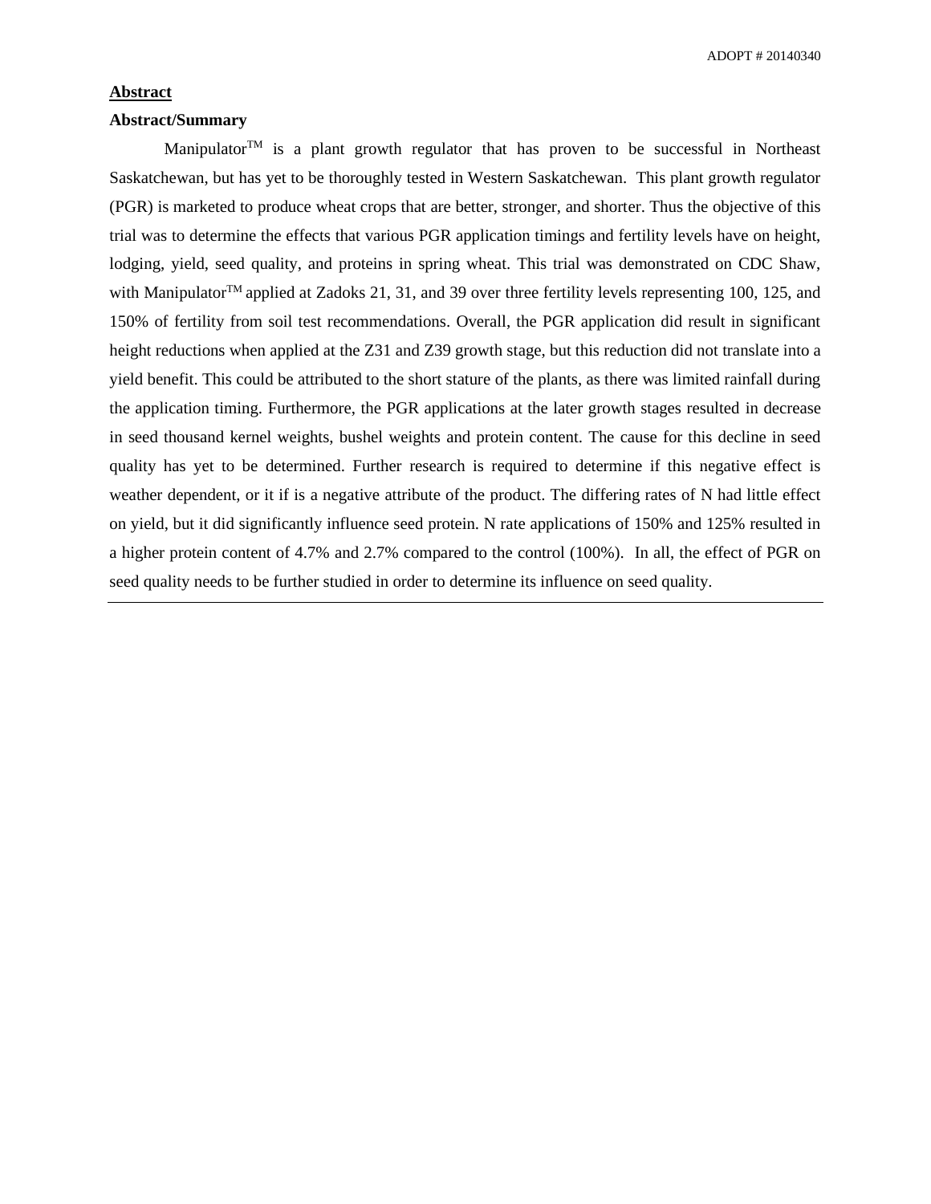## Abstract

### Abstract/Summary

Manipulator™ is a plant growth regulator that has proven to be successful in Northeast Saskatchewan, but has yet to be thoroughly tested in Western Saskatchewan. This plant growth regulator (PGR) is marketed to produce wheat crops that are better, stronger, and shorter. Thus the objective of this trial was to determine the effects that various PGR application timings and fertility levels have on height, lodging, yield, seed quality, and proteins in spring wheat. This trial was demonstrated on CDC Shaw, with Manipulator™ applied at Zadoks 21, 31, and 39 over three fertility levels representing 100, 125, and 150% of fertility from soil test recommendations. Overall, the PGR application did result in significant height reductions when applied at the Z31 and Z39 growth stage, but this reduction did not translate into a yield benefit. This could be attributed to the short stature of the plants, as there was limited rainfall during the application timing. Furthermore, the PGR applications at the later growth stages resulted in decrease in seed thousand kernel weights, bushel weights and protein content. The cause for this decline in seed quality has yet to be determined. Further research is required to determine if this negative effect is weather dependent, or it if is a negative attribute of the product. The differing rates of N had little effect on yield, but it did significantly influence seed protein. N rate applications of 150% and 125% resulted in a higher protein content of 4.7% and 2.7% compared to the control (100%). In all, the effect of PGR on seed quality needs to be further studied in order to determine its influence on seed quality.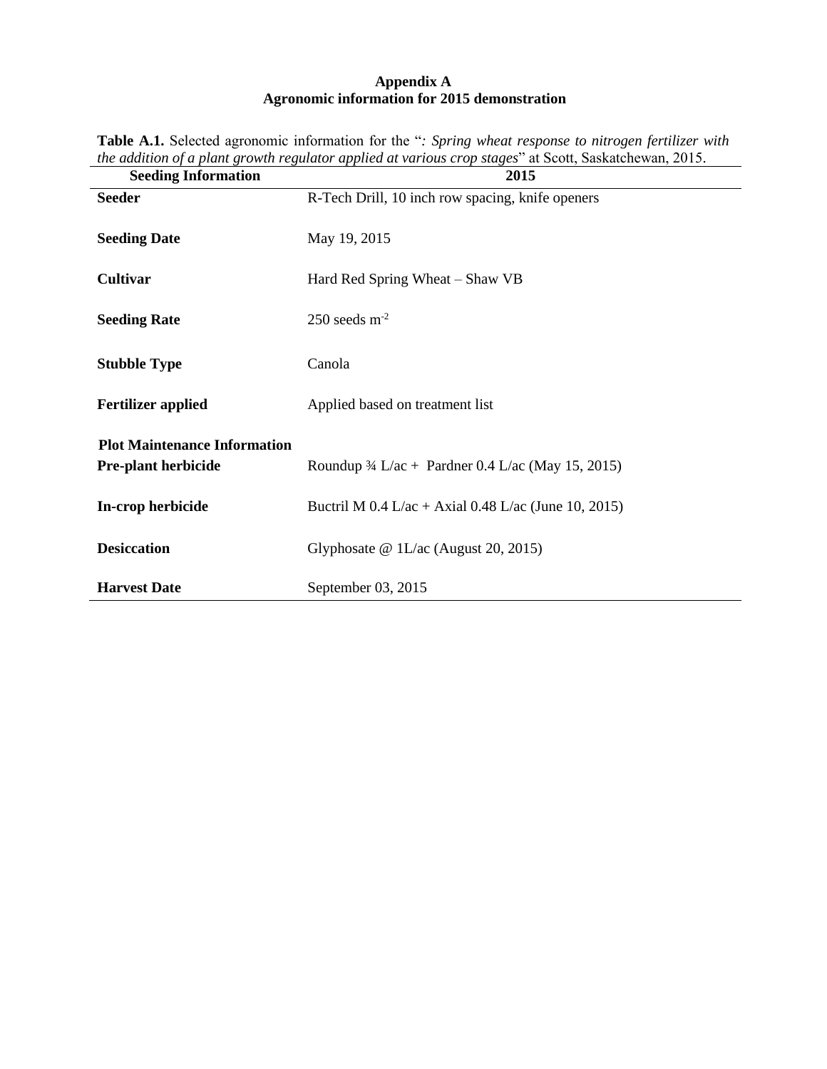**Appendix A**
**Agronomic information for 2015 demonstration**

**Table A.1.** Selected agronomic information for the "*: Spring wheat response to nitrogen fertilizer with the addition of a plant growth regulator applied at various crop stages*" at Scott, Saskatchewan, 2015.

| **Seeding Information** | **2015** |
| --- | --- |
| **Seeder** | R-Tech Drill, 10 inch row spacing, knife openers |
| **Seeding Date** | May 19, 2015 |
| **Cultivar** | Hard Red Spring Wheat – Shaw VB |
| **Seeding Rate** | 250 seeds $m^{-2}$ |
| **Stubble Type** | Canola |
| **Fertilizer applied** | Applied based on treatment list |
| **Plot Maintenance Information** | |
| **Pre-plant herbicide** | Roundup ¾ L/ac + Pardner 0.4 L/ac (May 15, 2015) |
| **In-crop herbicide** | Buctril M 0.4 L/ac + Axial 0.48 L/ac (June 10, 2015) |
| **Desiccation** | Glyphosate @ 1L/ac (August 20, 2015) |
| **Harvest Date** | September 03, 2015 |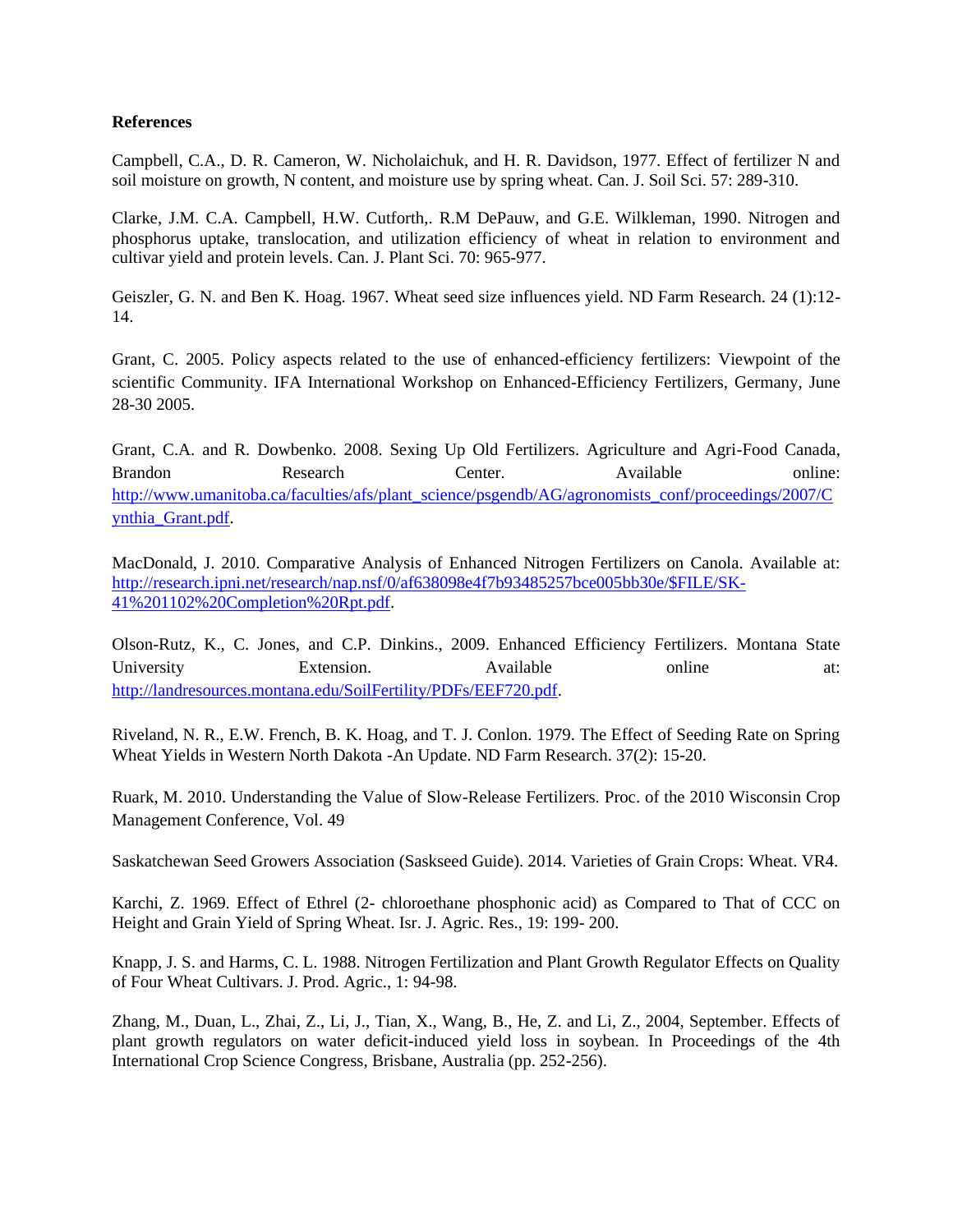**References**

Campbell, C.A., D. R. Cameron, W. Nicholaichuk, and H. R. Davidson, 1977. Effect of fertilizer N and soil moisture on growth, N content, and moisture use by spring wheat. Can. J. Soil Sci. 57: 289-310.

Clarke, J.M. C.A. Campbell, H.W. Cutforth,. R.M DePauw, and G.E. Wilkleman, 1990. Nitrogen and phosphorus uptake, translocation, and utilization efficiency of wheat in relation to environment and cultivar yield and protein levels. Can. J. Plant Sci. 70: 965-977.

Geiszler, G. N. and Ben K. Hoag. 1967. Wheat seed size influences yield. ND Farm Research. 24 (1):12-14.

Grant, C. 2005. Policy aspects related to the use of enhanced-efficiency fertilizers: Viewpoint of the scientific Community. IFA International Workshop on Enhanced-Efficiency Fertilizers, Germany, June 28-30 2005.

Grant, C.A. and R. Dowbenko. 2008. Sexing Up Old Fertilizers. Agriculture and Agri-Food Canada, Brandon Research Center. Available online: [http://www.umanitoba.ca/faculties/afs/plant_science/psgendb/AG/agronomists_conf/proceedings/2007/Cynthia_Grant.pdf](http://www.umanitoba.ca/faculties/afs/plant_science/psgendb/AG/agronomists_conf/proceedings/2007/Cynthia_Grant.pdf).

MacDonald, J. 2010. Comparative Analysis of Enhanced Nitrogen Fertilizers on Canola. Available at: [http://research.ipni.net/research/nap.nsf/0/af638098e4f7b93485257bce005bb30e/$FILE/SK-41%201102%20Completion%20Rpt.pdf](http://research.ipni.net/research/nap.nsf/0/af638098e4f7b93485257bce005bb30e/$FILE/SK-41%201102%20Completion%20Rpt.pdf).

Olson-Rutz, K., C. Jones, and C.P. Dinkins., 2009. Enhanced Efficiency Fertilizers. Montana State University Extension. Available online at: [http://landresources.montana.edu/SoilFertility/PDFs/EEF720.pdf](http://landresources.montana.edu/SoilFertility/PDFs/EEF720.pdf).

Riveland, N. R., E.W. French, B. K. Hoag, and T. J. Conlon. 1979. The Effect of Seeding Rate on Spring Wheat Yields in Western North Dakota -An Update. ND Farm Research. 37(2): 15-20.

Ruark, M. 2010. Understanding the Value of Slow-Release Fertilizers. Proc. of the 2010 Wisconsin Crop Management Conference, Vol. 49

Saskatchewan Seed Growers Association (Saskseed Guide). 2014. Varieties of Grain Crops: Wheat. VR4.

Karchi, Z. 1969. Effect of Ethrel (2- chloroethane phosphonic acid) as Compared to That of CCC on Height and Grain Yield of Spring Wheat. Isr. J. Agric. Res., 19: 199- 200.

Knapp, J. S. and Harms, C. L. 1988. Nitrogen Fertilization and Plant Growth Regulator Effects on Quality of Four Wheat Cultivars. J. Prod. Agric., 1: 94-98.

Zhang, M., Duan, L., Zhai, Z., Li, J., Tian, X., Wang, B., He, Z. and Li, Z., 2004, September. Effects of plant growth regulators on water deficit-induced yield loss in soybean. In Proceedings of the 4th International Crop Science Congress, Brisbane, Australia (pp. 252-256).